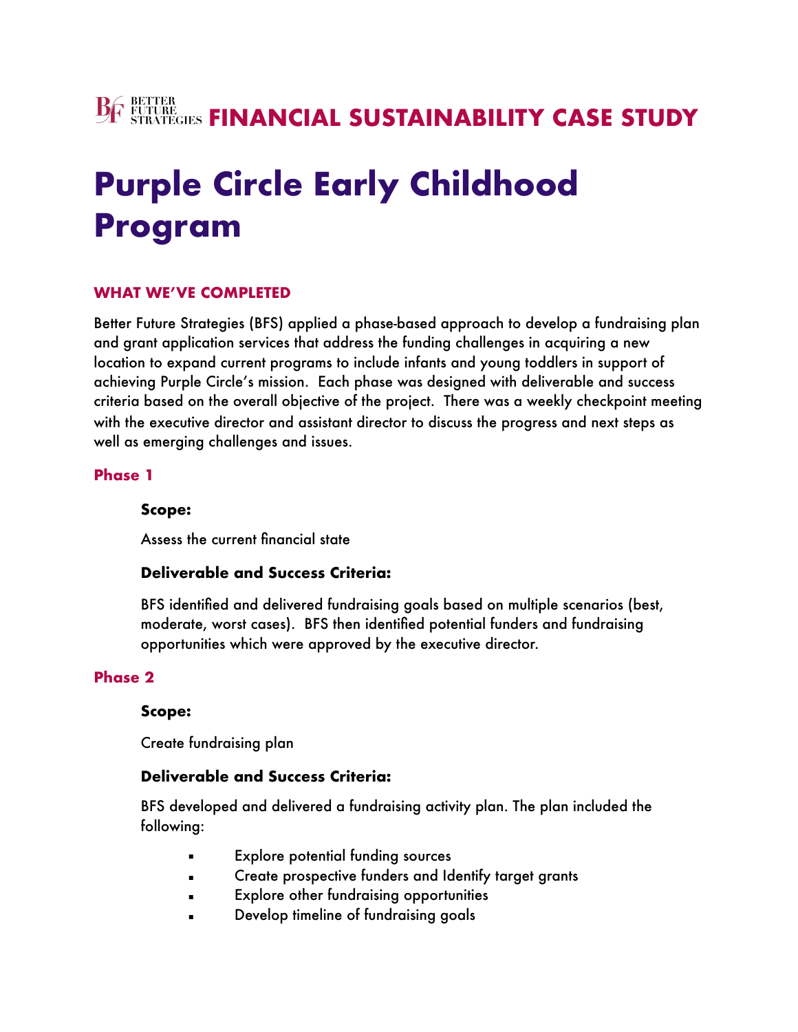BETTER FUTURE STRATEGIES **FINANCIAL SUSTAINABILITY CASE STUDY**

# Purple Circle Early Childhood Program

## WHAT WE'VE COMPLETED

Better Future Strategies (BFS) applied a phase-based approach to develop a fundraising plan and grant application services that address the funding challenges in acquiring a new location to expand current programs to include infants and young toddlers in support of achieving Purple Circle's mission. Each phase was designed with deliverable and success criteria based on the overall objective of the project. There was a weekly checkpoint meeting with the executive director and assistant director to discuss the progress and next steps as well as emerging challenges and issues.

### Phase 1

**Scope:**

Assess the current financial state

**Deliverable and Success Criteria:**

BFS identified and delivered fundraising goals based on multiple scenarios (best, moderate, worst cases). BFS then identified potential funders and fundraising opportunities which were approved by the executive director.

### Phase 2

**Scope:**

Create fundraising plan

**Deliverable and Success Criteria:**

BFS developed and delivered a fundraising activity plan. The plan included the following:

- Explore potential funding sources
- Create prospective funders and Identify target grants
- Explore other fundraising opportunities
- Develop timeline of fundraising goals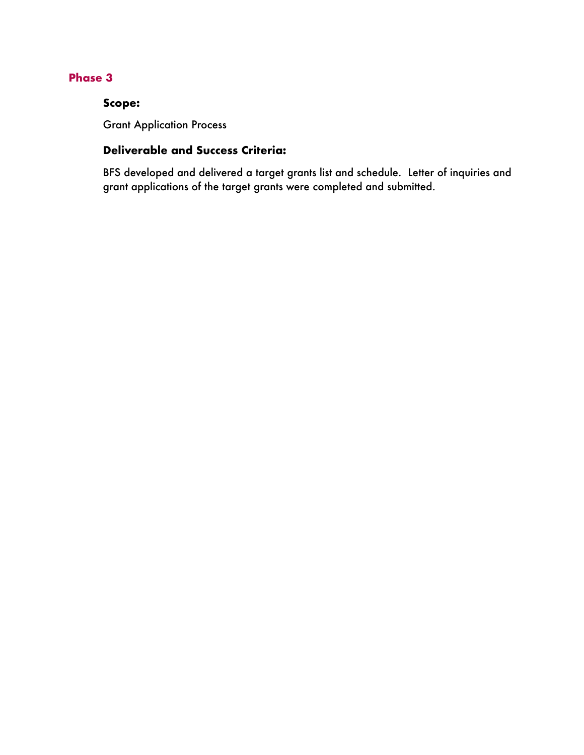## Phase 3

**Scope:**

Grant Application Process

**Deliverable and Success Criteria:**

BFS developed and delivered a target grants list and schedule. Letter of inquiries and grant applications of the target grants were completed and submitted.